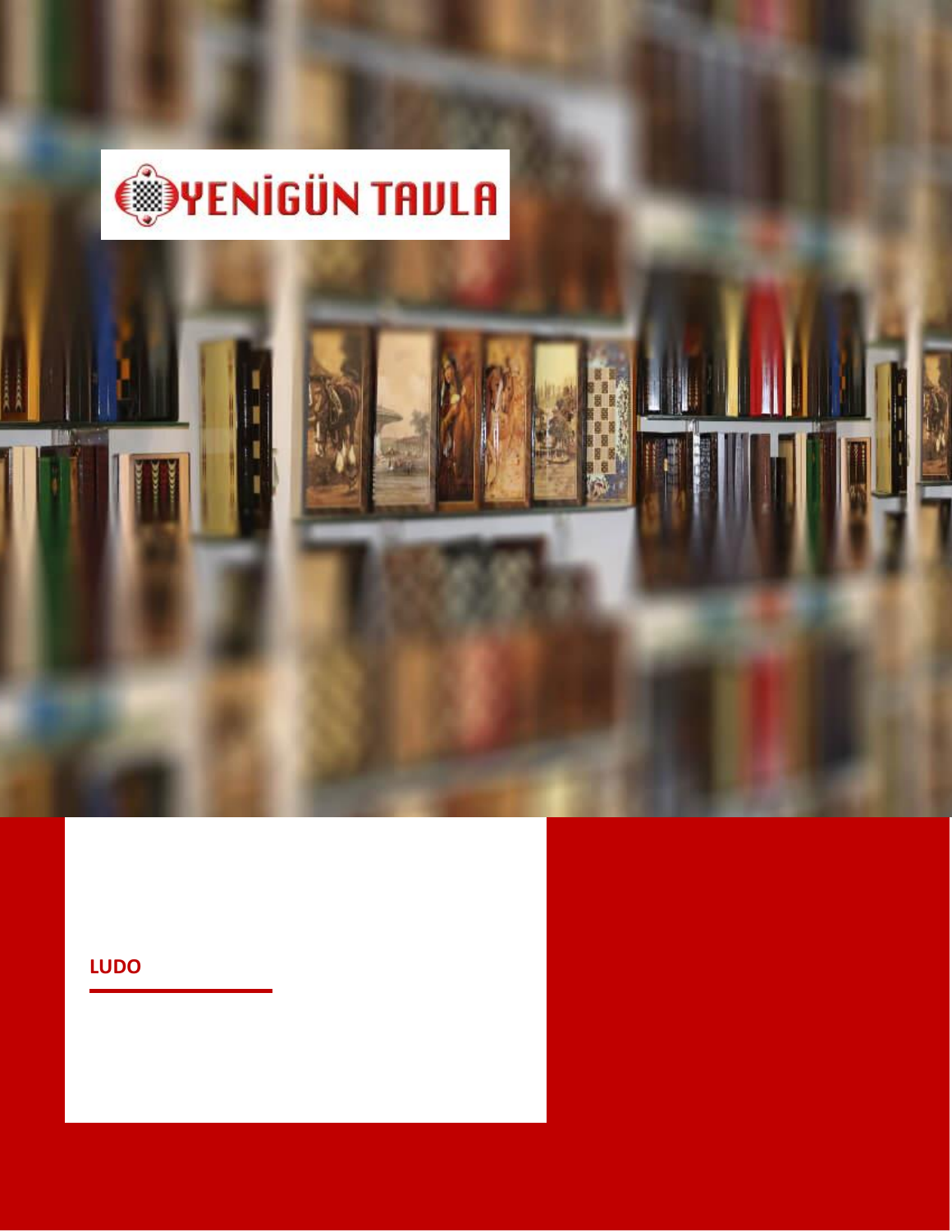YENİGÜN TAVLA

# LUDO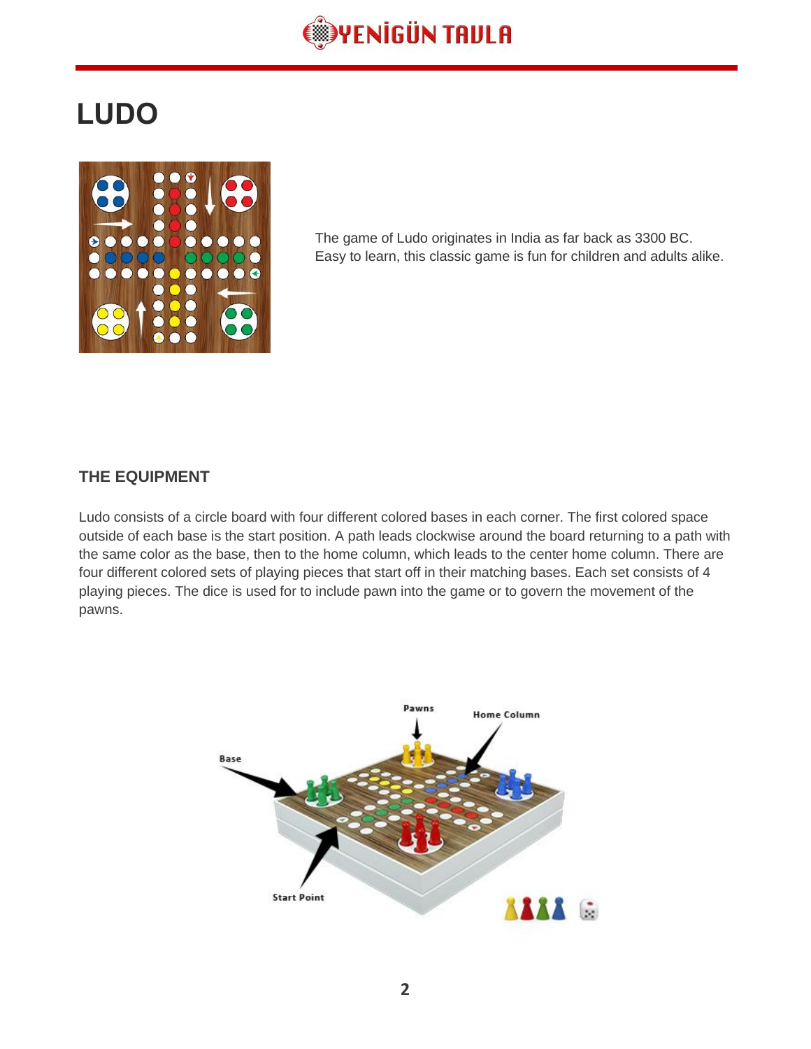# LUDO

The game of Ludo originates in India as far back as 3300 BC. Easy to learn, this classic game is fun for children and adults alike.

## THE EQUIPMENT

Ludo consists of a circle board with four different colored bases in each corner. The first colored space outside of each base is the start position. A path leads clockwise around the board returning to a path with the same color as the base, then to the home column, which leads to the center home column. There are four different colored sets of playing pieces that start off in their matching bases. Each set consists of 4 playing pieces. The dice is used for to include pawn into the game or to govern the movement of the pawns.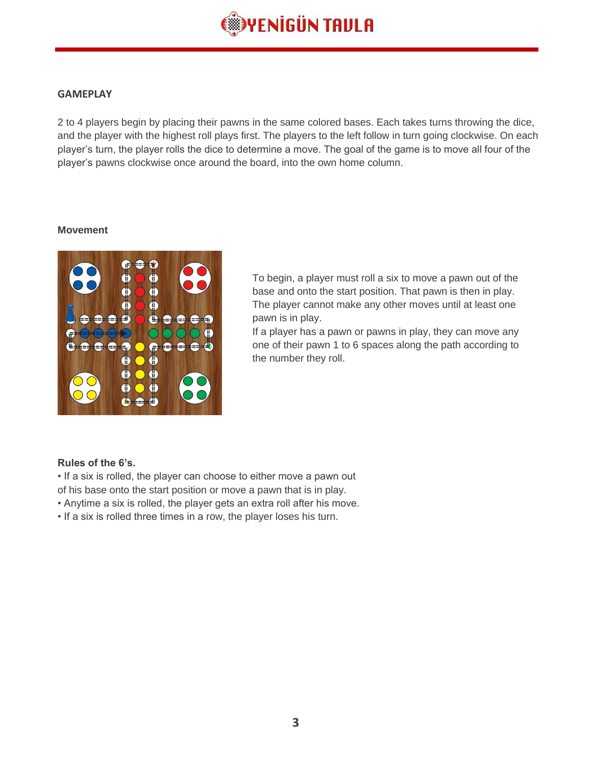## GAMEPLAY

2 to 4 players begin by placing their pawns in the same colored bases. Each takes turns throwing the dice, and the player with the highest roll plays first. The players to the left follow in turn going clockwise. On each player's turn, the player rolls the dice to determine a move. The goal of the game is to move all four of the player's pawns clockwise once around the board, into the own home column.

### Movement

To begin, a player must roll a six to move a pawn out of the base and onto the start position. That pawn is then in play. The player cannot make any other moves until at least one pawn is in play.
If a player has a pawn or pawns in play, they can move any one of their pawn 1 to 6 spaces along the path according to the number they roll.

### Rules of the 6's.

- If a six is rolled, the player can choose to either move a pawn out of his base onto the start position or move a pawn that is in play.
- Anytime a six is rolled, the player gets an extra roll after his move.
- If a six is rolled three times in a row, the player loses his turn.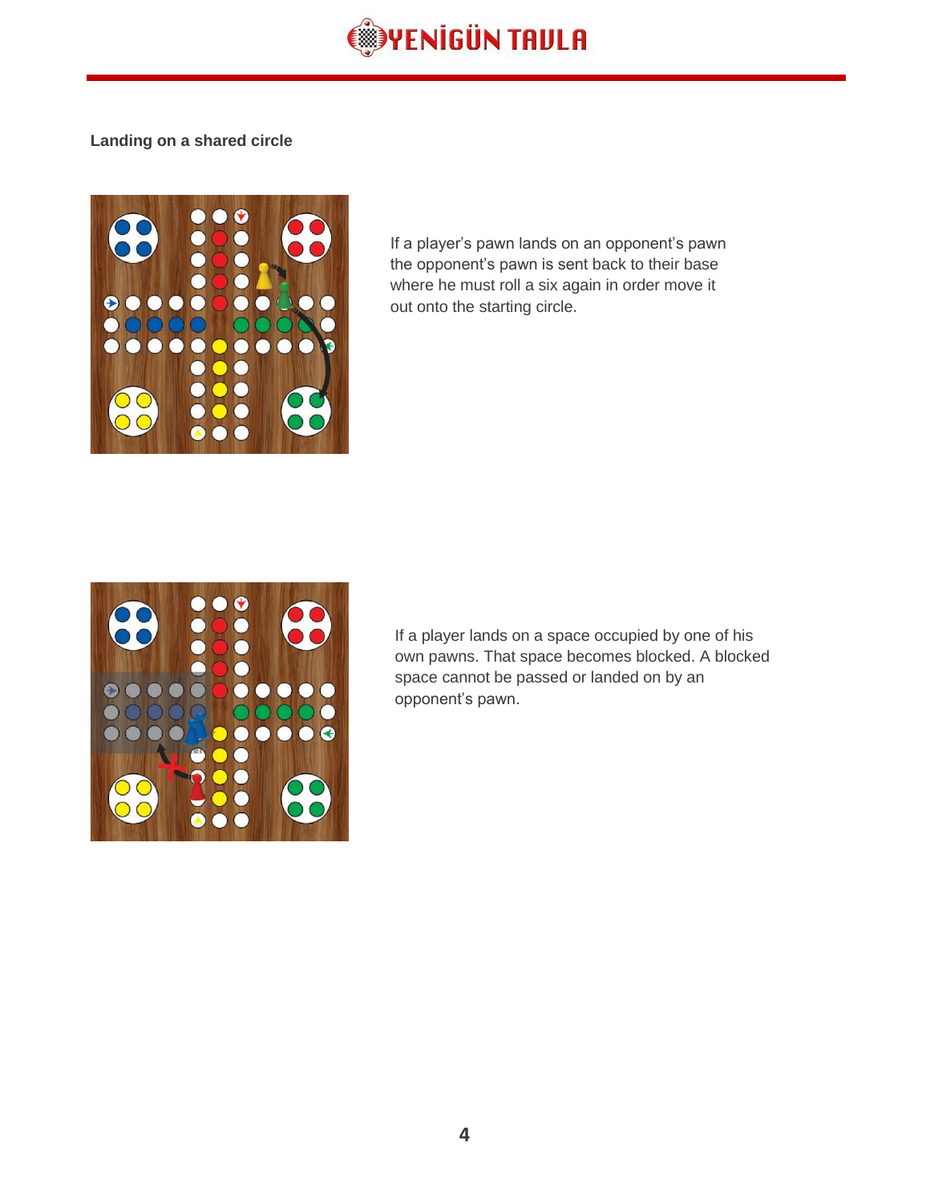**Landing on a shared circle**

If a player's pawn lands on an opponent's pawn the opponent's pawn is sent back to their base where he must roll a six again in order move it out onto the starting circle.

If a player lands on a space occupied by one of his own pawns. That space becomes blocked. A blocked space cannot be passed or landed on by an opponent's pawn.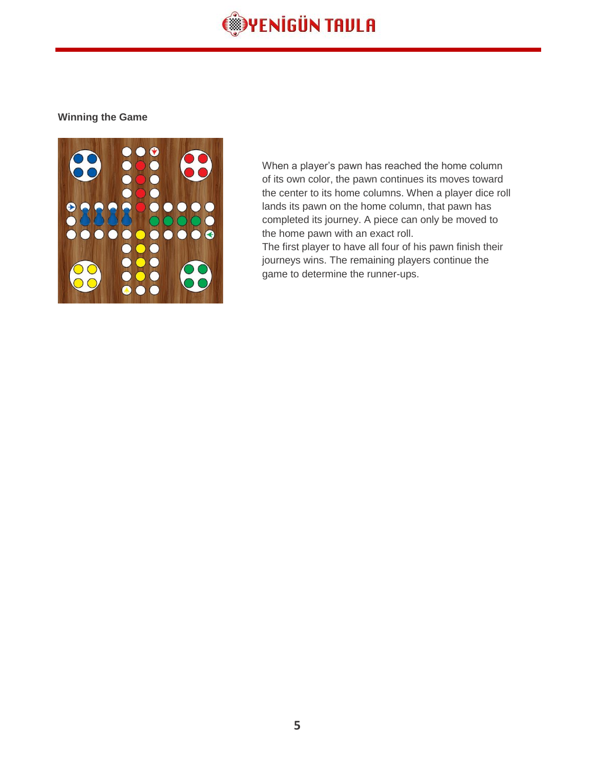### Winning the Game

When a player's pawn has reached the home column of its own color, the pawn continues its moves toward the center to its home columns. When a player dice roll lands its pawn on the home column, that pawn has completed its journey. A piece can only be moved to the home pawn with an exact roll.
The first player to have all four of his pawn finish their journeys wins. The remaining players continue the game to determine the runner-ups.